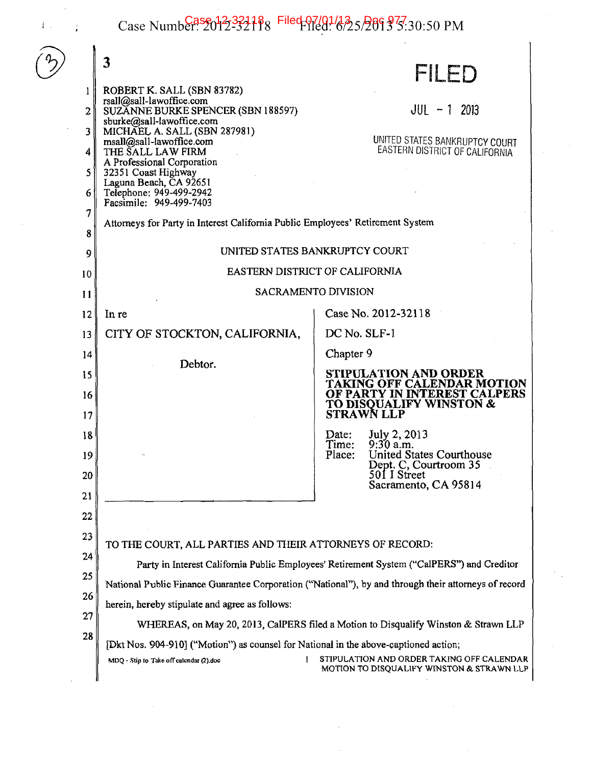ROBERT K. SALL (SBN 83782)
rsall@sall-lawoffice.com
SUZANNE BURKE SPENCER (SBN 188597)
sburke@sall-lawoffice.com
MICHAEL A. SALL (SBN 287981)
msall@sall-lawoffice.com
THE SALL LAW FIRM
A Professional Corporation
32351 Coast Highway
Laguna Beach, CA 92651
Telephone: 949-499-2942
Facsimile: 949-499-7403

**FILED**

JUL - 1 2013

UNITED STATES BANKRUPTCY COURT
EASTERN DISTRICT OF CALIFORNIA

Attorneys for Party in Interest California Public Employees' Retirement System

UNITED STATES BANKRUPTCY COURT

EASTERN DISTRICT OF CALIFORNIA

SACRAMENTO DIVISION

| In re<br><br>CITY OF STOCKTON, CALIFORNIA,<br><br>Debtor. | Case No. 2012-32118<br><br>DC No. SLF-1<br><br>Chapter 9<br><br>**STIPULATION AND ORDER TAKING OFF CALENDAR MOTION OF PARTY IN INTEREST CALPERS TO DISQUALIFY WINSTON & STRAWN LLP**<br><br>Date: July 2, 2013<br>Time: 9:30 a.m.<br>Place: United States Courthouse<br>Dept. C, Courtroom 35<br>501 I Street<br>Sacramento, CA 95814 |
|---|---|

TO THE COURT, ALL PARTIES AND THEIR ATTORNEYS OF RECORD:

Party in Interest California Public Employees' Retirement System ("CalPERS") and Creditor National Public Finance Guarantee Corporation ("National"), by and through their attorneys of record herein, hereby stipulate and agree as follows:

WHEREAS, on May 20, 2013, CalPERS filed a Motion to Disqualify Winston & Strawn LLP [Dkt Nos. 904-910] ("Motion") as counsel for National in the above-captioned action;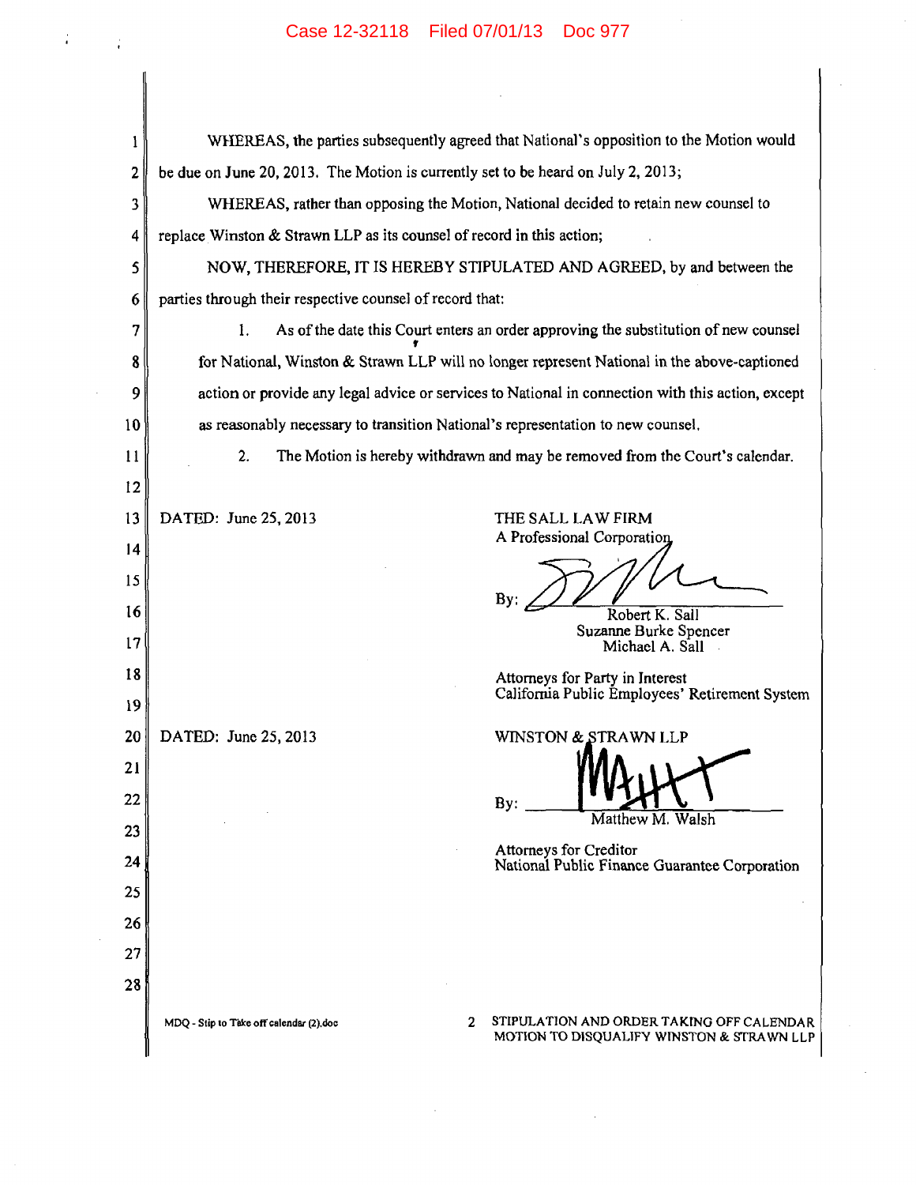WHEREAS, the parties subsequently agreed that National's opposition to the Motion would be due on June 20, 2013. The Motion is currently set to be heard on July 2, 2013;

WHEREAS, rather than opposing the Motion, National decided to retain new counsel to replace Winston & Strawn LLP as its counsel of record in this action;

NOW, THEREFORE, IT IS HEREBY STIPULATED AND AGREED, by and between the parties through their respective counsel of record that:

1. As of the date this Court enters an order approving the substitution of new counsel for National, Winston & Strawn LLP will no longer represent National in the above-captioned action or provide any legal advice or services to National in connection with this action, except as reasonably necessary to transition National's representation to new counsel.

2. The Motion is hereby withdrawn and may be removed from the Court's calendar.

DATED: June 25, 2013

THE SALL LAW FIRM
A Professional Corporation

By: ______________________
Robert K. Sall
Suzanne Burke Spencer
Michael A. Sall

Attorneys for Party in Interest
California Public Employees' Retirement System

DATED: June 25, 2013

WINSTON & STRAWN LLP

By: ______________________
Matthew M. Walsh

Attorneys for Creditor
National Public Finance Guarantee Corporation

MDQ - Stip to Take off calendar (2).doc

STIPULATION AND ORDER TAKING OFF CALENDAR MOTION TO DISQUALIFY WINSTON & STRAWN LLP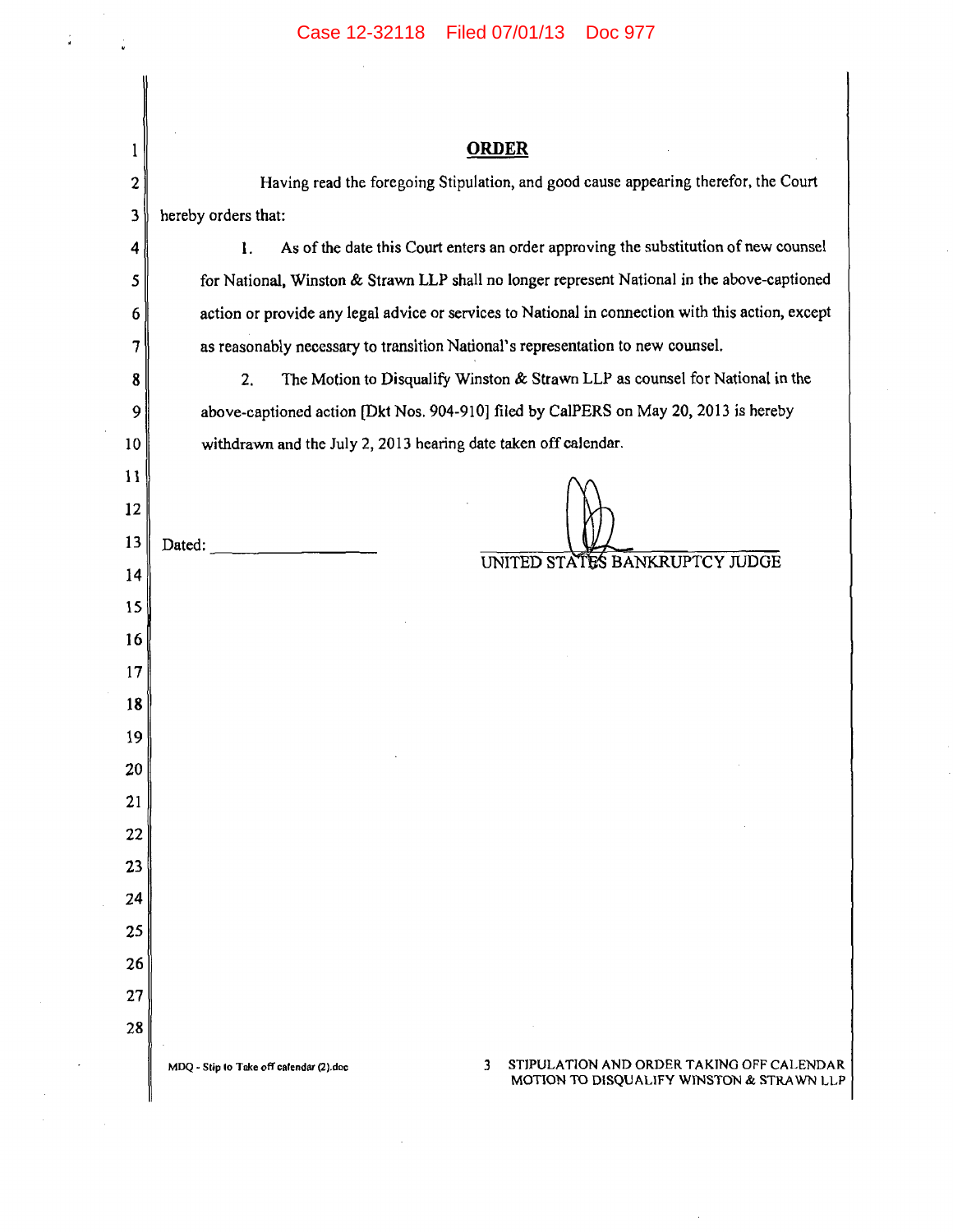# ORDER

Having read the foregoing Stipulation, and good cause appearing therefor, the Court hereby orders that:

1. As of the date this Court enters an order approving the substitution of new counsel for National, Winston & Strawn LLP shall no longer represent National in the above-captioned action or provide any legal advice or services to National in connection with this action, except as reasonably necessary to transition National's representation to new counsel.

2. The Motion to Disqualify Winston & Strawn LLP as counsel for National in the above-captioned action [Dkt Nos. 904-910] filed by CalPERS on May 20, 2013 is hereby withdrawn and the July 2, 2013 hearing date taken off calendar.

Dated: ____________________

UNITED STATES BANKRUPTCY JUDGE